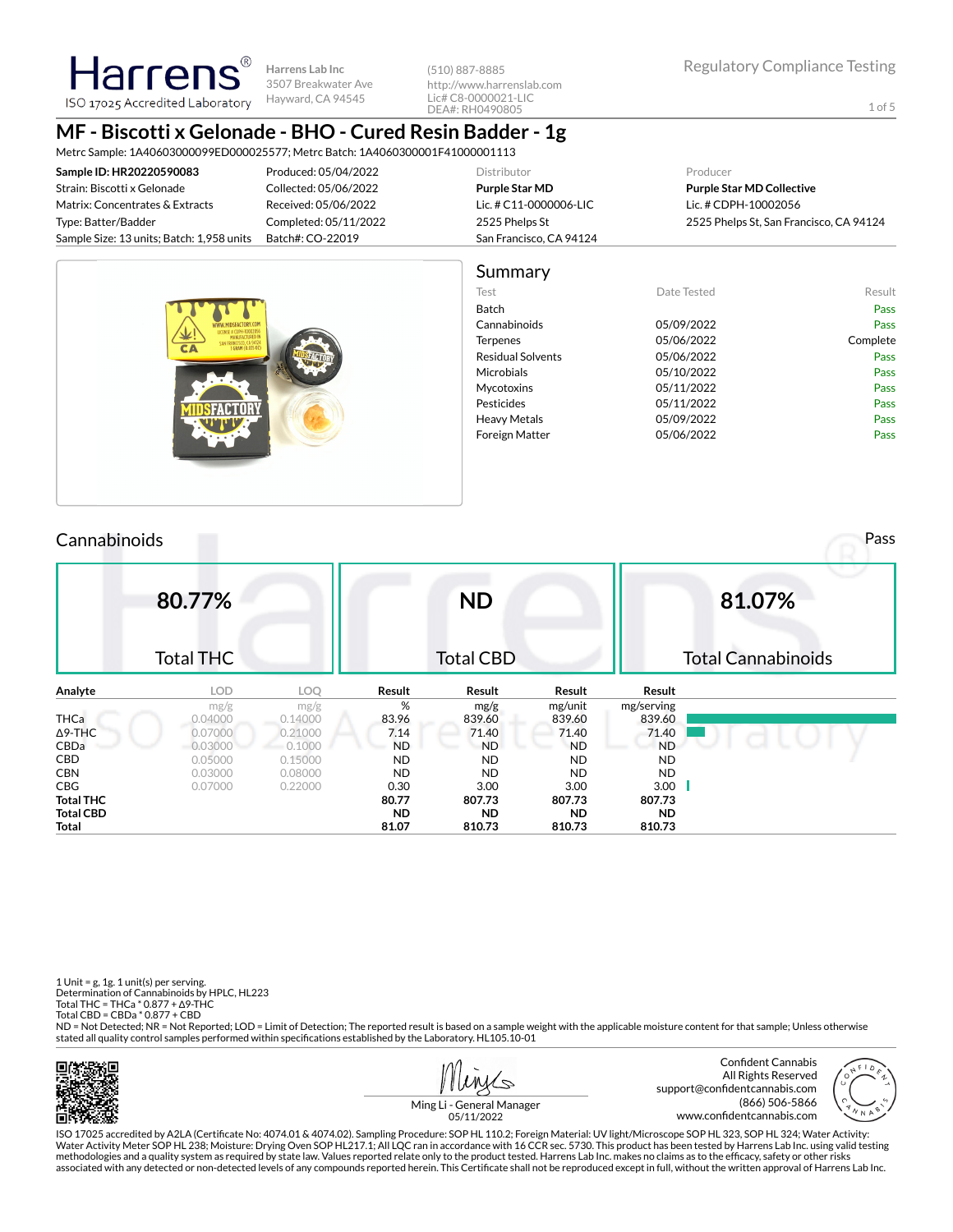Harrens® ISO 17025 Accredited Laboratory

Harrens Lab Inc
3507 Breakwater Ave
Hayward, CA 94545

(510) 887-8885
http://www.harrenslab.com
Lic# C8-0000021-LIC
DEA#: RH0490805

Regulatory Compliance Testing

# MF - Biscotti x Gelonade - BHO - Cured Resin Badder - 1g

Metrc Sample: 1A40603000099ED000025577; Metrc Batch: 1A4060300001F41000001113

| | | Distributor | Producer |
|---|---|---|---|
| **Sample ID: HR20220590083** | Produced: 05/04/2022 | **Purple Star MD** | **Purple Star MD Collective** |
| Strain: Biscotti x Gelonade | Collected: 05/06/2022 | Lic. # C11-0000006-LIC | Lic. # CDPH-10002056 |
| Matrix: Concentrates & Extracts | Received: 05/06/2022 | 2525 Phelps St | 2525 Phelps St, San Francisco, CA 94124 |
| Type: Batter/Badder | Completed: 05/11/2022 | San Francisco, CA 94124 | |
| Sample Size: 13 units; Batch: 1,958 units | Batch#: CO-22019 | | |

## Summary

| Test | Date Tested | Result |
|---|---|---|
| Batch | | Pass |
| Cannabinoids | 05/09/2022 | Pass |
| Terpenes | 05/06/2022 | Complete |
| Residual Solvents | 05/06/2022 | Pass |
| Microbials | 05/10/2022 | Pass |
| Mycotoxins | 05/11/2022 | Pass |
| Pesticides | 05/11/2022 | Pass |
| Heavy Metals | 05/09/2022 | Pass |
| Foreign Matter | 05/06/2022 | Pass |

## Cannabinoids

Pass

| 80.77% | ND | 81.07% |
|---|---|---|
| Total THC | Total CBD | Total Cannabinoids |

| Analyte | LOD | LOQ | Result | Result | Result | Result |
|---|---|---|---|---|---|---|
| | mg/g | mg/g | % | mg/g | mg/unit | mg/serving |
| THCa | 0.04000 | 0.14000 | 83.96 | 839.60 | 839.60 | 839.60 |
| Δ9-THC | 0.07000 | 0.21000 | 7.14 | 71.40 | 71.40 | 71.40 |
| CBDa | 0.03000 | 0.1000 | ND | ND | ND | ND |
| CBD | 0.05000 | 0.15000 | ND | ND | ND | ND |
| CBN | 0.03000 | 0.08000 | ND | ND | ND | ND |
| CBG | 0.07000 | 0.22000 | 0.30 | 3.00 | 3.00 | 3.00 |
| **Total THC** | | | **80.77** | **807.73** | **807.73** | **807.73** |
| **Total CBD** | | | **ND** | **ND** | **ND** | **ND** |
| **Total** | | | **81.07** | **810.73** | **810.73** | **810.73** |

1 Unit = g, 1g. 1 unit(s) per serving.
Determination of Cannabinoids by HPLC, HL223
Total THC = THCa * 0.877 + Δ9-THC
Total CBD = CBDa * 0.877 + CBD
ND = Not Detected; NR = Not Reported; LOD = Limit of Detection; The reported result is based on a sample weight with the applicable moisture content for that sample; Unless otherwise stated all quality control samples performed within specifications established by the Laboratory. HL105.10-01

Ming Li - General Manager
05/11/2022

Confident Cannabis
All Rights Reserved
support@confidentcannabis.com
(866) 506-5866
www.confidentcannabis.com

ISO 17025 accredited by A2LA (Certificate No: 4074.01 & 4074.02). Sampling Procedure: SOP HL 110.2; Foreign Material: UV light/Microscope SOP HL 323, SOP HL 324; Water Activity: Water Activity Meter SOP HL 238; Moisture: Drying Oven SOP HL217.1; All LQC ran in accordance with 16 CCR sec. 5730. This product has been tested by Harrens Lab Inc. using valid testing methodologies and a quality system as required by state law. Values reported relate only to the product tested. Harrens Lab Inc. makes no claims as to the efficacy, safety or other risks associated with any detected or non-detected levels of any compounds reported herein. This Certificate shall not be reproduced except in full, without the written approval of Harrens Lab Inc.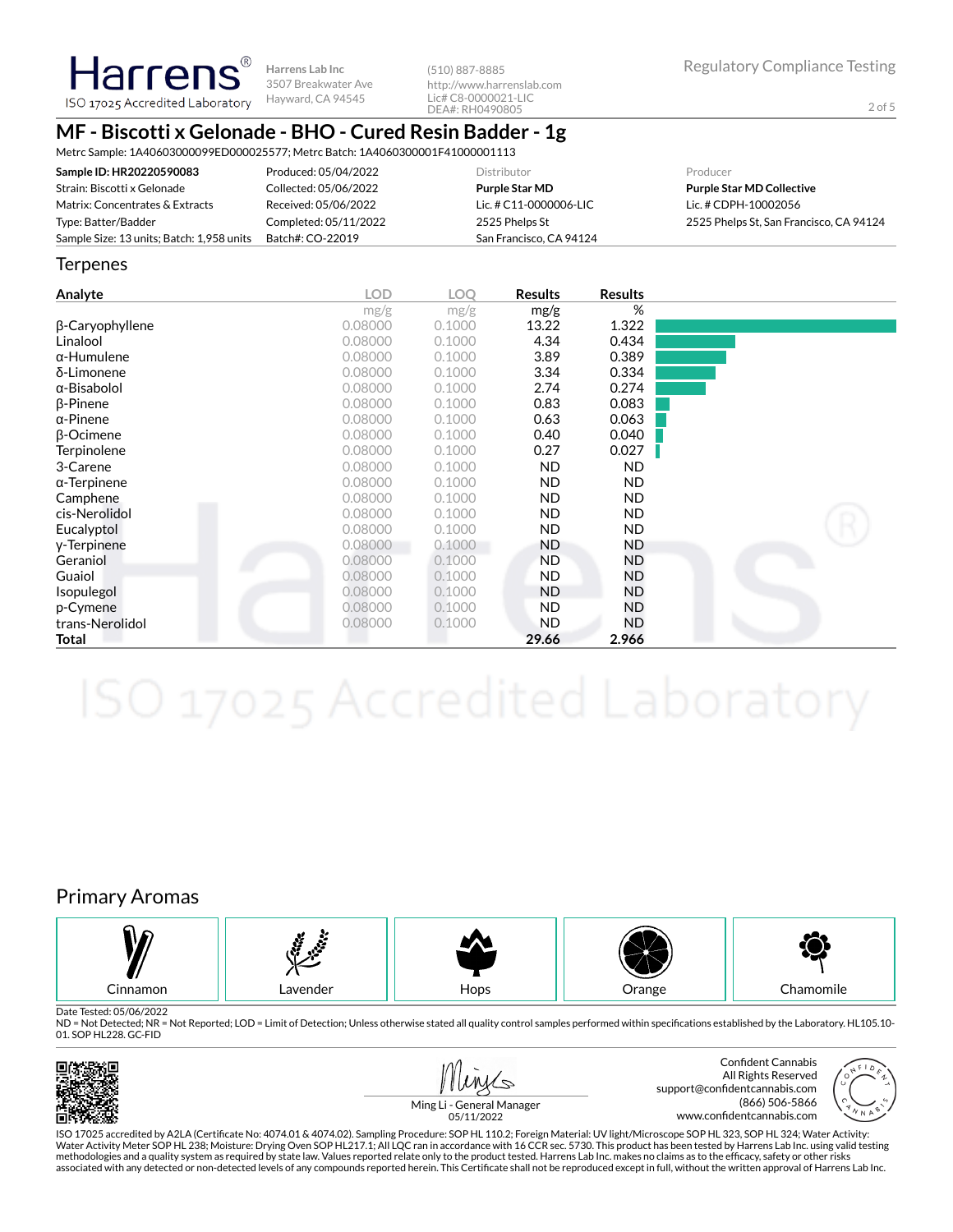# MF - Biscotti x Gelonade - BHO - Cured Resin Badder - 1g

Metrc Sample: 1A40603000099ED000025577; Metrc Batch: 1A4060300001F41000001113

| Sample ID: HR20220590083 | Produced: 05/04/2022 | Distributor | Producer |
|---|---|---|---|
| Strain: Biscotti x Gelonade | Collected: 05/06/2022 | **Purple Star MD** | **Purple Star MD Collective** |
| Matrix: Concentrates & Extracts | Received: 05/06/2022 | Lic. # C11-0000006-LIC | Lic. # CDPH-10002056 |
| Type: Batter/Badder | Completed: 05/11/2022 | 2525 Phelps St | 2525 Phelps St, San Francisco, CA 94124 |
| Sample Size: 13 units; Batch: 1,958 units | Batch#: CO-22019 | San Francisco, CA 94124 | |

## Terpenes

| Analyte | LOD mg/g | LOQ mg/g | Results mg/g | Results % |
|---|---|---|---|---|
| β-Caryophyllene | 0.08000 | 0.1000 | 13.22 | 1.322 |
| Linalool | 0.08000 | 0.1000 | 4.34 | 0.434 |
| α-Humulene | 0.08000 | 0.1000 | 3.89 | 0.389 |
| δ-Limonene | 0.08000 | 0.1000 | 3.34 | 0.334 |
| α-Bisabolol | 0.08000 | 0.1000 | 2.74 | 0.274 |
| β-Pinene | 0.08000 | 0.1000 | 0.83 | 0.083 |
| α-Pinene | 0.08000 | 0.1000 | 0.63 | 0.063 |
| β-Ocimene | 0.08000 | 0.1000 | 0.40 | 0.040 |
| Terpinolene | 0.08000 | 0.1000 | 0.27 | 0.027 |
| 3-Carene | 0.08000 | 0.1000 | ND | ND |
| α-Terpinene | 0.08000 | 0.1000 | ND | ND |
| Camphene | 0.08000 | 0.1000 | ND | ND |
| cis-Nerolidol | 0.08000 | 0.1000 | ND | ND |
| Eucalyptol | 0.08000 | 0.1000 | ND | ND |
| γ-Terpinene | 0.08000 | 0.1000 | ND | ND |
| Geraniol | 0.08000 | 0.1000 | ND | ND |
| Guaiol | 0.08000 | 0.1000 | ND | ND |
| Isopulegol | 0.08000 | 0.1000 | ND | ND |
| p-Cymene | 0.08000 | 0.1000 | ND | ND |
| trans-Nerolidol | 0.08000 | 0.1000 | ND | ND |
| **Total** | | | **29.66** | **2.966** |

## Primary Aromas

Cinnamon | Lavender | Hops | Orange | Chamomile

Date Tested: 05/06/2022

ND = Not Detected; NR = Not Reported; LOD = Limit of Detection; Unless otherwise stated all quality control samples performed within specifications established by the Laboratory. HL105.10-01. SOP HL228. GC-FID

Ming Li - General Manager
05/11/2022

Confident Cannabis
All Rights Reserved
support@confidentcannabis.com
(866) 506-5866
www.confidentcannabis.com

ISO 17025 accredited by A2LA (Certificate No: 4074.01 & 4074.02). Sampling Procedure: SOP HL 110.2; Foreign Material: UV light/Microscope SOP HL 323, SOP HL 324; Water Activity: Water Activity Meter SOP HL 238; Moisture: Drying Oven SOP HL217.1; All LQC ran in accordance with 16 CCR sec. 5730. This product has been tested by Harrens Lab Inc. using valid testing methodologies and a quality system as required by state law. Values reported relate only to the product tested. Harrens Lab Inc. makes no claims as to the efficacy, safety or other risks associated with any detected or non-detected levels of any compounds reported herein. This Certificate shall not be reproduced except in full, without the written approval of Harrens Lab Inc.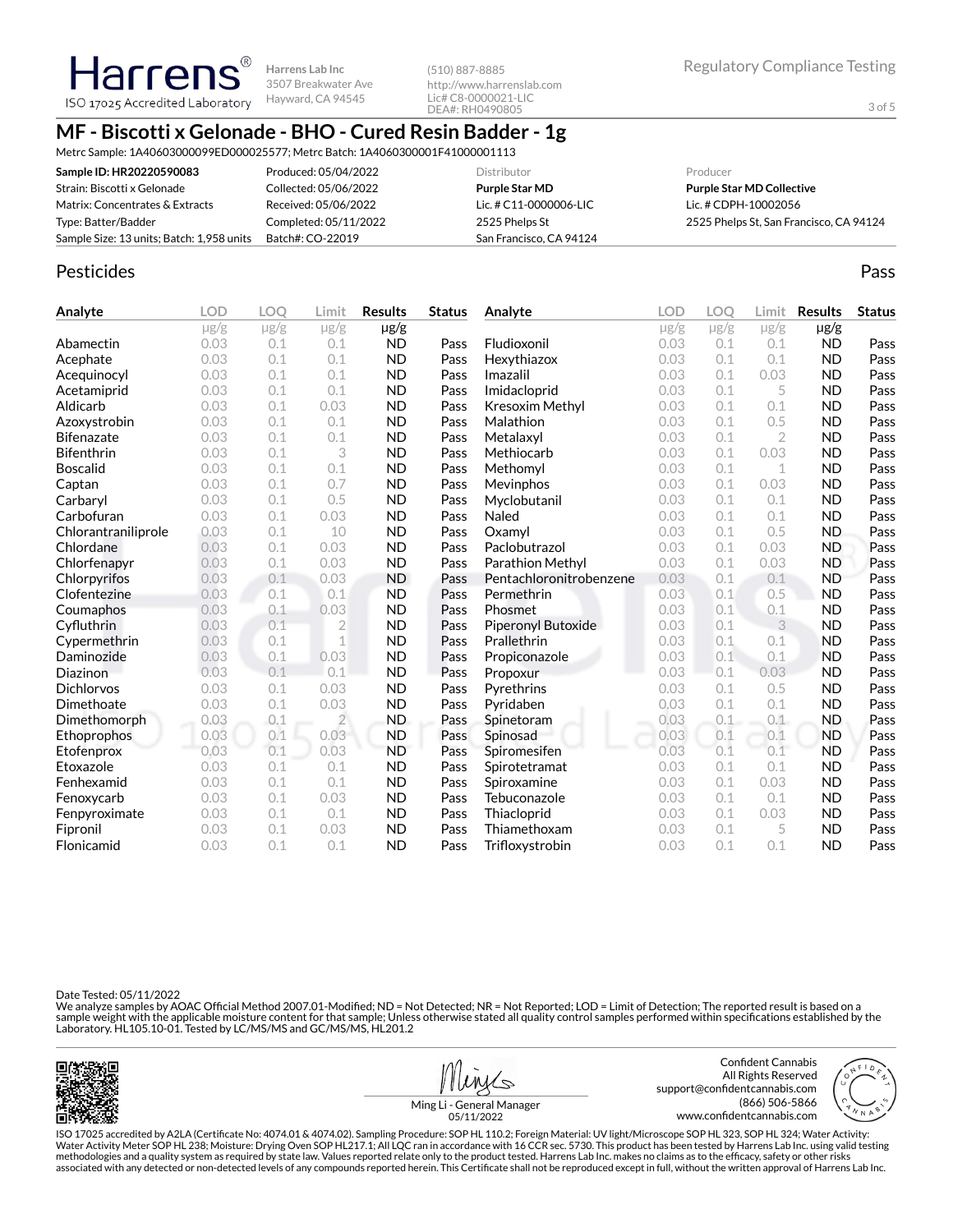# MF - Biscotti x Gelonade - BHO - Cured Resin Badder - 1g

Metrc Sample: 1A40603000099ED000025577; Metrc Batch: 1A4060300001F41000001113

| | | Distributor | Producer |
|---|---|---|---|
| **Sample ID: HR20220590083** | Produced: 05/04/2022 | **Purple Star MD** | **Purple Star MD Collective** |
| Strain: Biscotti x Gelonade | Collected: 05/06/2022 | Lic. # C11-0000006-LIC | Lic. # CDPH-10002056 |
| Matrix: Concentrates & Extracts | Received: 05/06/2022 | 2525 Phelps St | 2525 Phelps St, San Francisco, CA 94124 |
| Type: Batter/Badder | Completed: 05/11/2022 | San Francisco, CA 94124 | |
| Sample Size: 13 units; Batch: 1,958 units | Batch#: CO-22019 | | |

## Pesticides

Pass

| Analyte | LOD µg/g | LOQ µg/g | Limit µg/g | Results µg/g | Status |
|---|---|---|---|---|---|
| Abamectin | 0.03 | 0.1 | 0.1 | ND | Pass |
| Acephate | 0.03 | 0.1 | 0.1 | ND | Pass |
| Acequinocyl | 0.03 | 0.1 | 0.1 | ND | Pass |
| Acetamiprid | 0.03 | 0.1 | 0.1 | ND | Pass |
| Aldicarb | 0.03 | 0.1 | 0.03 | ND | Pass |
| Azoxystrobin | 0.03 | 0.1 | 0.1 | ND | Pass |
| Bifenazate | 0.03 | 0.1 | 0.1 | ND | Pass |
| Bifenthrin | 0.03 | 0.1 | 3 | ND | Pass |
| Boscalid | 0.03 | 0.1 | 0.1 | ND | Pass |
| Captan | 0.03 | 0.1 | 0.7 | ND | Pass |
| Carbaryl | 0.03 | 0.1 | 0.5 | ND | Pass |
| Carbofuran | 0.03 | 0.1 | 0.03 | ND | Pass |
| Chlorantraniliprole | 0.03 | 0.1 | 10 | ND | Pass |
| Chlordane | 0.03 | 0.1 | 0.03 | ND | Pass |
| Chlorfenapyr | 0.03 | 0.1 | 0.03 | ND | Pass |
| Chlorpyrifos | 0.03 | 0.1 | 0.03 | ND | Pass |
| Clofentezine | 0.03 | 0.1 | 0.1 | ND | Pass |
| Coumaphos | 0.03 | 0.1 | 0.03 | ND | Pass |
| Cyfluthrin | 0.03 | 0.1 | 2 | ND | Pass |
| Cypermethrin | 0.03 | 0.1 | 1 | ND | Pass |
| Daminozide | 0.03 | 0.1 | 0.03 | ND | Pass |
| Diazinon | 0.03 | 0.1 | 0.1 | ND | Pass |
| Dichlorvos | 0.03 | 0.1 | 0.03 | ND | Pass |
| Dimethoate | 0.03 | 0.1 | 0.03 | ND | Pass |
| Dimethomorph | 0.03 | 0.1 | 2 | ND | Pass |
| Ethoprophos | 0.03 | 0.1 | 0.03 | ND | Pass |
| Etofenprox | 0.03 | 0.1 | 0.03 | ND | Pass |
| Etoxazole | 0.03 | 0.1 | 0.1 | ND | Pass |
| Fenhexamid | 0.03 | 0.1 | 0.1 | ND | Pass |
| Fenoxycarb | 0.03 | 0.1 | 0.03 | ND | Pass |
| Fenpyroximate | 0.03 | 0.1 | 0.1 | ND | Pass |
| Fipronil | 0.03 | 0.1 | 0.03 | ND | Pass |
| Flonicamid | 0.03 | 0.1 | 0.1 | ND | Pass |
| Fludioxonil | 0.03 | 0.1 | 0.1 | ND | Pass |
| Hexythiazox | 0.03 | 0.1 | 0.1 | ND | Pass |
| Imazalil | 0.03 | 0.1 | 0.03 | ND | Pass |
| Imidacloprid | 0.03 | 0.1 | 5 | ND | Pass |
| Kresoxim Methyl | 0.03 | 0.1 | 0.1 | ND | Pass |
| Malathion | 0.03 | 0.1 | 0.5 | ND | Pass |
| Metalaxyl | 0.03 | 0.1 | 2 | ND | Pass |
| Methiocarb | 0.03 | 0.1 | 0.03 | ND | Pass |
| Methomyl | 0.03 | 0.1 | 1 | ND | Pass |
| Mevinphos | 0.03 | 0.1 | 0.03 | ND | Pass |
| Myclobutanil | 0.03 | 0.1 | 0.1 | ND | Pass |
| Naled | 0.03 | 0.1 | 0.1 | ND | Pass |
| Oxamyl | 0.03 | 0.1 | 0.5 | ND | Pass |
| Paclobutrazol | 0.03 | 0.1 | 0.03 | ND | Pass |
| Parathion Methyl | 0.03 | 0.1 | 0.03 | ND | Pass |
| Pentachloronitrobenzene | 0.03 | 0.1 | 0.1 | ND | Pass |
| Permethrin | 0.03 | 0.1 | 0.5 | ND | Pass |
| Phosmet | 0.03 | 0.1 | 0.1 | ND | Pass |
| Piperonyl Butoxide | 0.03 | 0.1 | 3 | ND | Pass |
| Prallethrin | 0.03 | 0.1 | 0.1 | ND | Pass |
| Propiconazole | 0.03 | 0.1 | 0.1 | ND | Pass |
| Propoxur | 0.03 | 0.1 | 0.03 | ND | Pass |
| Pyrethrins | 0.03 | 0.1 | 0.5 | ND | Pass |
| Pyridaben | 0.03 | 0.1 | 0.1 | ND | Pass |
| Spinetoram | 0.03 | 0.1 | 0.1 | ND | Pass |
| Spinosad | 0.03 | 0.1 | 0.1 | ND | Pass |
| Spiromesifen | 0.03 | 0.1 | 0.1 | ND | Pass |
| Spirotetramat | 0.03 | 0.1 | 0.1 | ND | Pass |
| Spiroxamine | 0.03 | 0.1 | 0.03 | ND | Pass |
| Tebuconazole | 0.03 | 0.1 | 0.1 | ND | Pass |
| Thiacloprid | 0.03 | 0.1 | 0.03 | ND | Pass |
| Thiamethoxam | 0.03 | 0.1 | 5 | ND | Pass |
| Trifloxystrobin | 0.03 | 0.1 | 0.1 | ND | Pass |

Date Tested: 05/11/2022

We analyze samples by AOAC Official Method 2007.01-Modified; ND = Not Detected; NR = Not Reported; LOD = Limit of Detection; The reported result is based on a sample weight with the applicable moisture content for that sample; Unless otherwise stated all quality control samples performed within specifications established by the Laboratory. HL105.10-01. Tested by LC/MS/MS and GC/MS/MS, HL201.2

Ming Li - General Manager
05/11/2022

Confident Cannabis
All Rights Reserved
support@confidentcannabis.com
(866) 506-5866
www.confidentcannabis.com

ISO 17025 accredited by A2LA (Certificate No: 4074.01 & 4074.02). Sampling Procedure: SOP HL 110.2; Foreign Material: UV light/Microscope SOP HL 323, SOP HL 324; Water Activity: Water Activity Meter SOP HL 238; Moisture: Drying Oven SOP HL217.1; All LQC ran in accordance with 16 CCR sec. 5730. This product has been tested by Harrens Lab Inc. using valid testing methodologies and a quality system as required by state law. Values reported relate only to the product tested. Harrens Lab Inc. makes no claims as to the efficacy, safety or other risks associated with any detected or non-detected levels of any compounds reported herein. This Certificate shall not be reproduced except in full, without the written approval of Harrens Lab Inc.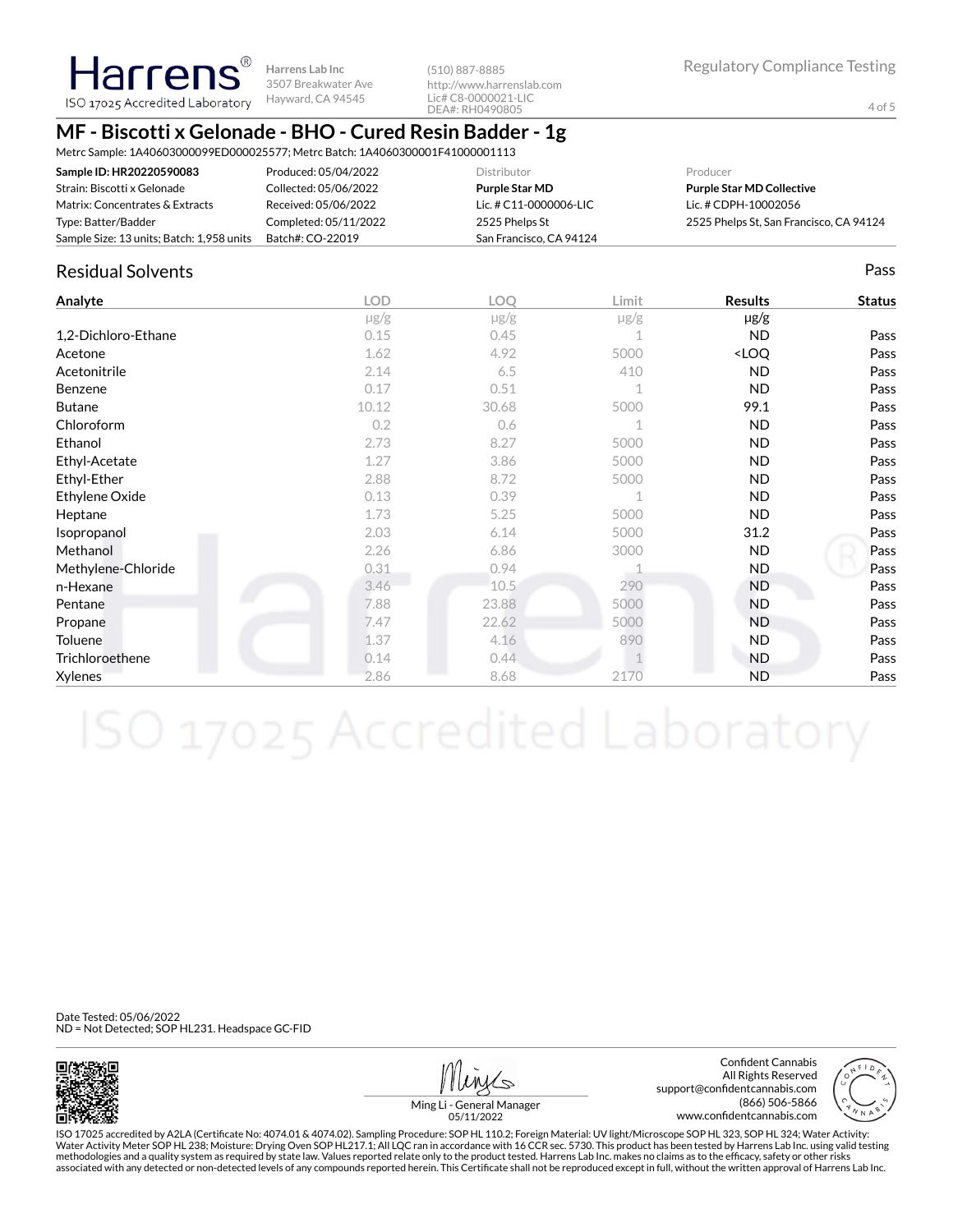Harrens® ISO 17025 Accredited Laboratory

Harrens Lab Inc
3507 Breakwater Ave
Hayward, CA 94545

(510) 887-8885
http://www.harrenslab.com
Lic# C8-0000021-LIC
DEA#: RH0490805

Regulatory Compliance Testing

# MF - Biscotti x Gelonade - BHO - Cured Resin Badder - 1g

Metrc Sample: 1A40603000099ED000025577; Metrc Batch: 1A4060300001F41000001113

| **Sample ID: HR20220590083** | Produced: 05/04/2022 | Distributor | Producer |
|---|---|---|---|
| Strain: Biscotti x Gelonade | Collected: 05/06/2022 | **Purple Star MD** | **Purple Star MD Collective** |
| Matrix: Concentrates & Extracts | Received: 05/06/2022 | Lic. # C11-0000006-LIC | Lic. # CDPH-10002056 |
| Type: Batter/Badder | Completed: 05/11/2022 | 2525 Phelps St | 2525 Phelps St, San Francisco, CA 94124 |
| Sample Size: 13 units; Batch: 1,958 units | Batch#: CO-22019 | San Francisco, CA 94124 | |

## Residual Solvents

Pass

| Analyte | LOD | LOQ | Limit | Results | Status |
|---|---|---|---|---|---|
| | µg/g | µg/g | µg/g | µg/g | |
| 1,2-Dichloro-Ethane | 0.15 | 0.45 | 1 | ND | Pass |
| Acetone | 1.62 | 4.92 | 5000 | <LOQ | Pass |
| Acetonitrile | 2.14 | 6.5 | 410 | ND | Pass |
| Benzene | 0.17 | 0.51 | 1 | ND | Pass |
| Butane | 10.12 | 30.68 | 5000 | 99.1 | Pass |
| Chloroform | 0.2 | 0.6 | 1 | ND | Pass |
| Ethanol | 2.73 | 8.27 | 5000 | ND | Pass |
| Ethyl-Acetate | 1.27 | 3.86 | 5000 | ND | Pass |
| Ethyl-Ether | 2.88 | 8.72 | 5000 | ND | Pass |
| Ethylene Oxide | 0.13 | 0.39 | 1 | ND | Pass |
| Heptane | 1.73 | 5.25 | 5000 | ND | Pass |
| Isopropanol | 2.03 | 6.14 | 5000 | 31.2 | Pass |
| Methanol | 2.26 | 6.86 | 3000 | ND | Pass |
| Methylene-Chloride | 0.31 | 0.94 | 1 | ND | Pass |
| n-Hexane | 3.46 | 10.5 | 290 | ND | Pass |
| Pentane | 7.88 | 23.88 | 5000 | ND | Pass |
| Propane | 7.47 | 22.62 | 5000 | ND | Pass |
| Toluene | 1.37 | 4.16 | 890 | ND | Pass |
| Trichloroethene | 0.14 | 0.44 | 1 | ND | Pass |
| Xylenes | 2.86 | 8.68 | 2170 | ND | Pass |

Date Tested: 05/06/2022
ND = Not Detected; SOP HL231. Headspace GC-FID

Ming Li - General Manager
05/11/2022

Confident Cannabis
All Rights Reserved
support@confidentcannabis.com
(866) 506-5866
www.confidentcannabis.com

ISO 17025 accredited by A2LA (Certificate No: 4074.01 & 4074.02). Sampling Procedure: SOP HL 110.2; Foreign Material: UV light/Microscope SOP HL 323, SOP HL 324; Water Activity: Water Activity Meter SOP HL 238; Moisture: Drying Oven SOP HL217.1; All LQC ran in accordance with 16 CCR sec. 5730. This product has been tested by Harrens Lab Inc. using valid testing methodologies and a quality system as required by state law. Values reported relate only to the product tested. Harrens Lab Inc. makes no claims as to the efficacy, safety or other risks associated with any detected or non-detected levels of any compounds reported herein. This Certificate shall not be reproduced except in full, without the written approval of Harrens Lab Inc.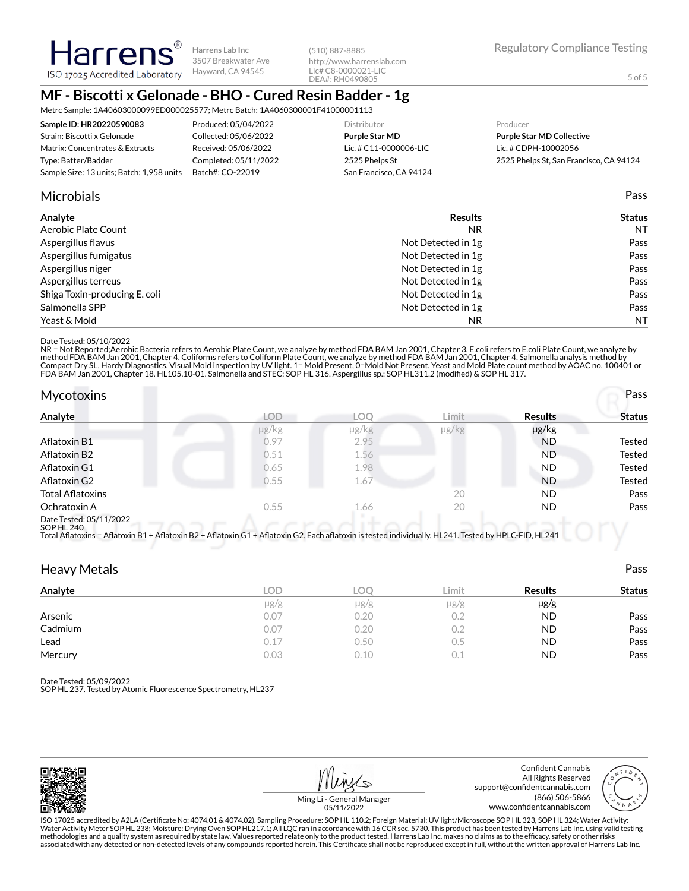Harrens® ISO 17025 Accredited Laboratory

Harrens Lab Inc
3507 Breakwater Ave
Hayward, CA 94545

(510) 887-8885
http://www.harrenslab.com
Lic# C8-0000021-LIC
DEA#: RH0490805

Regulatory Compliance Testing

# MF - Biscotti x Gelonade - BHO - Cured Resin Badder - 1g

Metrc Sample: 1A40603000099ED000025577; Metrc Batch: 1A4060300001F41000001113

| | | Distributor | Producer |
|---|---|---|---|
| **Sample ID: HR20220590083** | Produced: 05/04/2022 | **Purple Star MD** | **Purple Star MD Collective** |
| Strain: Biscotti x Gelonade | Collected: 05/06/2022 | Lic. # C11-0000006-LIC | Lic. # CDPH-10002056 |
| Matrix: Concentrates & Extracts | Received: 05/06/2022 | 2525 Phelps St | 2525 Phelps St, San Francisco, CA 94124 |
| Type: Batter/Badder | Completed: 05/11/2022 | San Francisco, CA 94124 | |
| Sample Size: 13 units; Batch: 1,958 units | Batch#: CO-22019 | | |

## Microbials

Pass

| Analyte | Results | Status |
|---|---|---|
| Aerobic Plate Count | NR | NT |
| Aspergillus flavus | Not Detected in 1g | Pass |
| Aspergillus fumigatus | Not Detected in 1g | Pass |
| Aspergillus niger | Not Detected in 1g | Pass |
| Aspergillus terreus | Not Detected in 1g | Pass |
| Shiga Toxin-producing E. coli | Not Detected in 1g | Pass |
| Salmonella SPP | Not Detected in 1g | Pass |
| Yeast & Mold | NR | NT |

Date Tested: 05/10/2022
NR = Not Reported;Aerobic Bacteria refers to Aerobic Plate Count, we analyze by method FDA BAM Jan 2001, Chapter 3. E.coli refers to E.coli Plate Count, we analyze by method FDA BAM Jan 2001, Chapter 4. Coliforms refers to Coliform Plate Count, we analyze by method FDA BAM Jan 2001, Chapter 4. Salmonella analysis method by Compact Dry SL, Hardy Diagnostics. Visual Mold inspection by UV light. 1= Mold Present, 0=Mold Not Present. Yeast and Mold Plate count method by AOAC no. 100401 or FDA BAM Jan 2001, Chapter 18. HL105.10-01. Salmonella and STEC: SOP HL 316. Aspergillus sp.: SOP HL311.2 (modified) & SOP HL 317.

## Mycotoxins

Pass

| Analyte | LOD | LOQ | Limit | Results | Status |
|---|---|---|---|---|---|
| | μg/kg | μg/kg | μg/kg | μg/kg | |
| Aflatoxin B1 | 0.97 | 2.95 | | ND | Tested |
| Aflatoxin B2 | 0.51 | 1.56 | | ND | Tested |
| Aflatoxin G1 | 0.65 | 1.98 | | ND | Tested |
| Aflatoxin G2 | 0.55 | 1.67 | | ND | Tested |
| Total Aflatoxins | | | 20 | ND | Pass |
| Ochratoxin A | 0.55 | 1.66 | 20 | ND | Pass |

Date Tested: 05/11/2022
SOP HL 240
Total Aflatoxins = Aflatoxin B1 + Aflatoxin B2 + Aflatoxin G1 + Aflatoxin G2. Each aflatoxin is tested individually. HL241. Tested by HPLC-FID, HL241

## Heavy Metals

Pass

| Analyte | LOD | LOQ | Limit | Results | Status |
|---|---|---|---|---|---|
| | μg/g | μg/g | μg/g | μg/g | |
| Arsenic | 0.07 | 0.20 | 0.2 | ND | Pass |
| Cadmium | 0.07 | 0.20 | 0.2 | ND | Pass |
| Lead | 0.17 | 0.50 | 0.5 | ND | Pass |
| Mercury | 0.03 | 0.10 | 0.1 | ND | Pass |

Date Tested: 05/09/2022
SOP HL 237. Tested by Atomic Fluorescence Spectrometry, HL237

Ming Li - General Manager
05/11/2022

Confident Cannabis
All Rights Reserved
support@confidentcannabis.com
(866) 506-5866
www.confidentcannabis.com

ISO 17025 accredited by A2LA (Certificate No: 4074.01 & 4074.02). Sampling Procedure: SOP HL 110.2; Foreign Material: UV light/Microscope SOP HL 323, SOP HL 324; Water Activity: Water Activity Meter SOP HL 238; Moisture: Drying Oven SOP HL217.1; All LQC ran in accordance with 16 CCR sec. 5730. This product has been tested by Harrens Lab Inc. using valid testing methodologies and a quality system as required by state law. Values reported relate only to the product tested. Harrens Lab Inc. makes no claims as to the efficacy, safety or other risks associated with any detected or non-detected levels of any compounds reported herein. This Certificate shall not be reproduced except in full, without the written approval of Harrens Lab Inc.